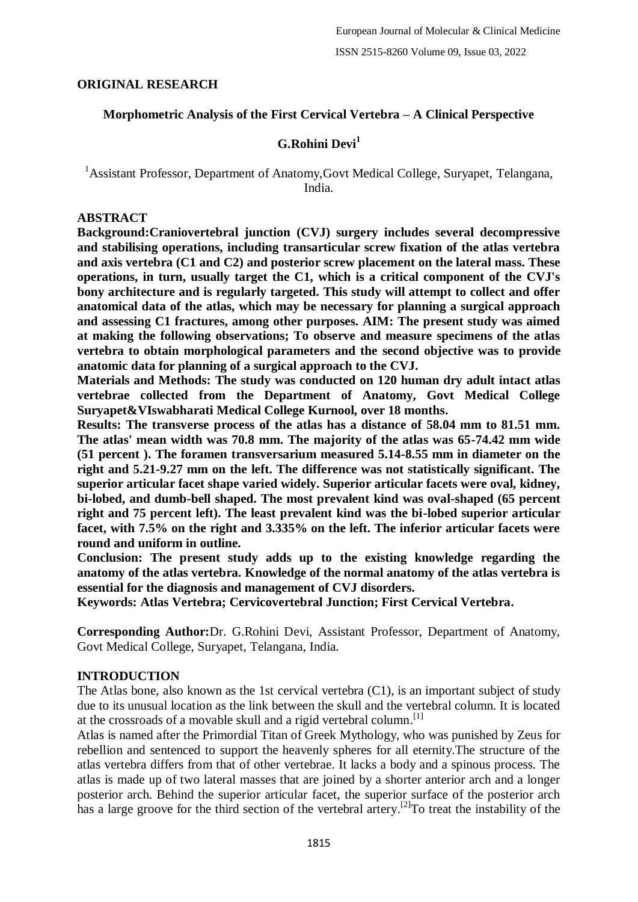**ORIGINAL RESEARCH**

## Morphometric Analysis of the First Cervical Vertebra – A Clinical Perspective

**G.Rohini Devi[1]**

[1]Assistant Professor, Department of Anatomy,Govt Medical College, Suryapet, Telangana, India.

**ABSTRACT**

**Background:Craniovertebral junction (CVJ) surgery includes several decompressive and stabilising operations, including transarticular screw fixation of the atlas vertebra and axis vertebra (C1 and C2) and posterior screw placement on the lateral mass. These operations, in turn, usually target the C1, which is a critical component of the CVJ's bony architecture and is regularly targeted. This study will attempt to collect and offer anatomical data of the atlas, which may be necessary for planning a surgical approach and assessing C1 fractures, among other purposes. AIM: The present study was aimed at making the following observations; To observe and measure specimens of the atlas vertebra to obtain morphological parameters and the second objective was to provide anatomic data for planning of a surgical approach to the CVJ.**

**Materials and Methods: The study was conducted on 120 human dry adult intact atlas vertebrae collected from the Department of Anatomy, Govt Medical College Suryapet&VIswabharati Medical College Kurnool, over 18 months.**

**Results: The transverse process of the atlas has a distance of 58.04 mm to 81.51 mm. The atlas' mean width was 70.8 mm. The majority of the atlas was 65-74.42 mm wide (51 percent ). The foramen transversarium measured 5.14-8.55 mm in diameter on the right and 5.21-9.27 mm on the left. The difference was not statistically significant. The superior articular facet shape varied widely. Superior articular facets were oval, kidney, bi-lobed, and dumb-bell shaped. The most prevalent kind was oval-shaped (65 percent right and 75 percent left). The least prevalent kind was the bi-lobed superior articular facet, with 7.5% on the right and 3.335% on the left. The inferior articular facets were round and uniform in outline.**

**Conclusion: The present study adds up to the existing knowledge regarding the anatomy of the atlas vertebra. Knowledge of the normal anatomy of the atlas vertebra is essential for the diagnosis and management of CVJ disorders.**

**Keywords: Atlas Vertebra; Cervicovertebral Junction; First Cervical Vertebra.**

**Corresponding Author:**Dr. G.Rohini Devi, Assistant Professor, Department of Anatomy, Govt Medical College, Suryapet, Telangana, India.

## INTRODUCTION

The Atlas bone, also known as the 1st cervical vertebra (C1), is an important subject of study due to its unusual location as the link between the skull and the vertebral column. It is located at the crossroads of a movable skull and a rigid vertebral column.[1]

Atlas is named after the Primordial Titan of Greek Mythology, who was punished by Zeus for rebellion and sentenced to support the heavenly spheres for all eternity.The structure of the atlas vertebra differs from that of other vertebrae. It lacks a body and a spinous process. The atlas is made up of two lateral masses that are joined by a shorter anterior arch and a longer posterior arch. Behind the superior articular facet, the superior surface of the posterior arch has a large groove for the third section of the vertebral artery.[2]To treat the instability of the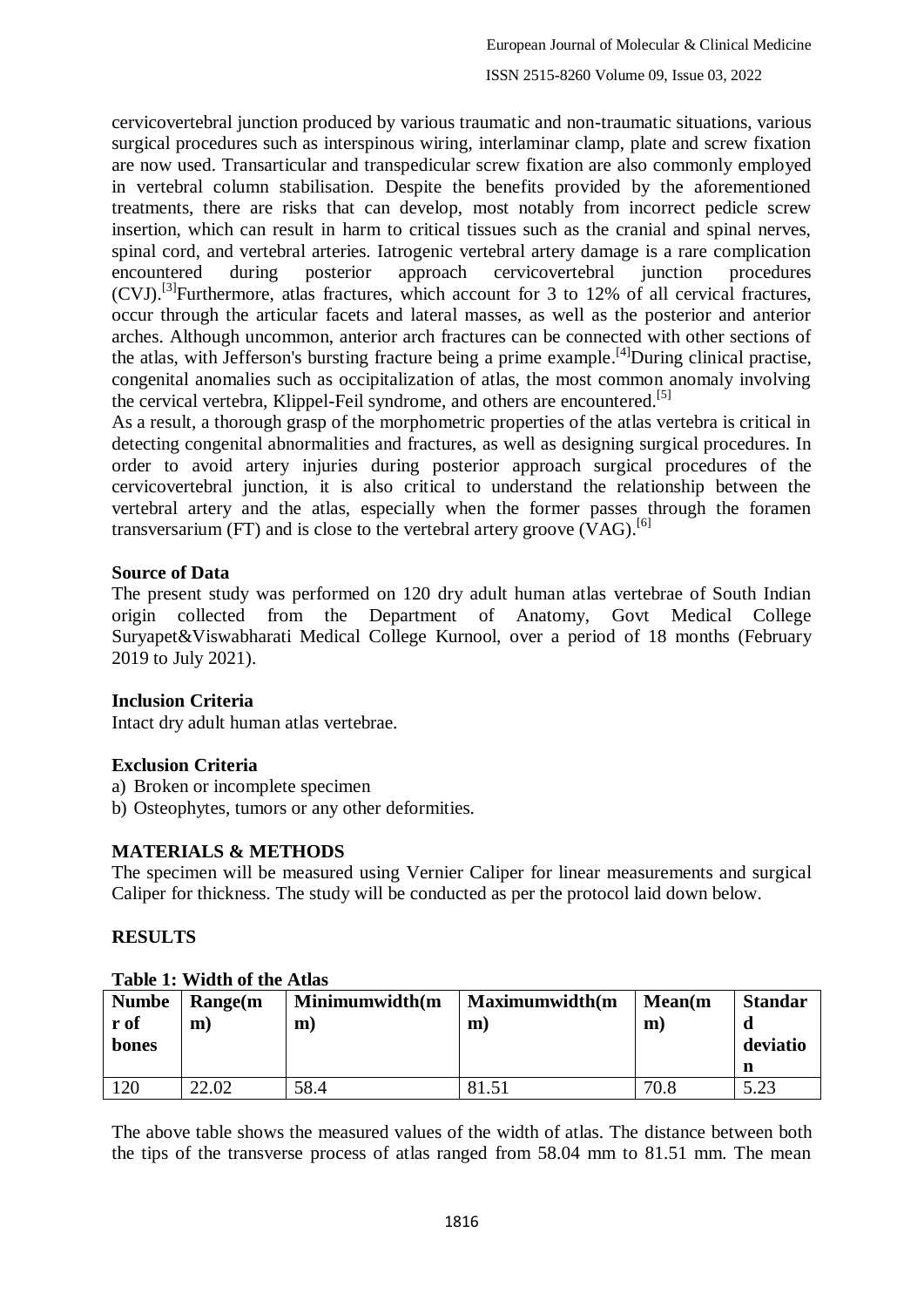cervicovertebral junction produced by various traumatic and non-traumatic situations, various surgical procedures such as interspinous wiring, interlaminar clamp, plate and screw fixation are now used. Transarticular and transpedicular screw fixation are also commonly employed in vertebral column stabilisation. Despite the benefits provided by the aforementioned treatments, there are risks that can develop, most notably from incorrect pedicle screw insertion, which can result in harm to critical tissues such as the cranial and spinal nerves, spinal cord, and vertebral arteries. Iatrogenic vertebral artery damage is a rare complication encountered during posterior approach cervicovertebral junction procedures (CVJ).[3]Furthermore, atlas fractures, which account for 3 to 12% of all cervical fractures, occur through the articular facets and lateral masses, as well as the posterior and anterior arches. Although uncommon, anterior arch fractures can be connected with other sections of the atlas, with Jefferson's bursting fracture being a prime example.[4]During clinical practise, congenital anomalies such as occipitalization of atlas, the most common anomaly involving the cervical vertebra, Klippel-Feil syndrome, and others are encountered.[5]

As a result, a thorough grasp of the morphometric properties of the atlas vertebra is critical in detecting congenital abnormalities and fractures, as well as designing surgical procedures. In order to avoid artery injuries during posterior approach surgical procedures of the cervicovertebral junction, it is also critical to understand the relationship between the vertebral artery and the atlas, especially when the former passes through the foramen transversarium (FT) and is close to the vertebral artery groove (VAG).[6]

**Source of Data**

The present study was performed on 120 dry adult human atlas vertebrae of South Indian origin collected from the Department of Anatomy, Govt Medical College Suryapet&Viswabharati Medical College Kurnool, over a period of 18 months (February 2019 to July 2021).

**Inclusion Criteria**

Intact dry adult human atlas vertebrae.

**Exclusion Criteria**

a) Broken or incomplete specimen
b) Osteophytes, tumors or any other deformities.

## MATERIALS & METHODS

The specimen will be measured using Vernier Caliper for linear measurements and surgical Caliper for thickness. The study will be conducted as per the protocol laid down below.

## RESULTS

**Table 1: Width of the Atlas**

| Number of bones | Range(mm) | Minimumwidth(mm) | Maximumwidth(mm) | Mean(mm) | Standard deviation |
|---|---|---|---|---|---|
| 120 | 22.02 | 58.4 | 81.51 | 70.8 | 5.23 |

The above table shows the measured values of the width of atlas. The distance between both the tips of the transverse process of atlas ranged from 58.04 mm to 81.51 mm. The mean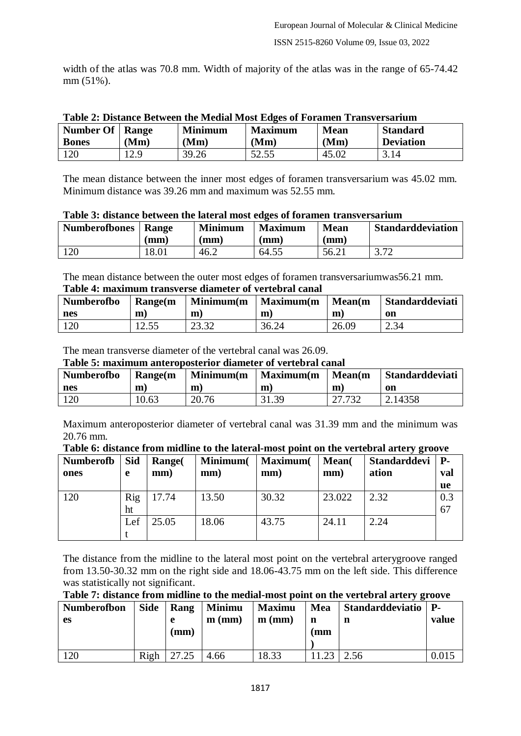width of the atlas was 70.8 mm. Width of majority of the atlas was in the range of 65-74.42 mm (51%).

**Table 2: Distance Between the Medial Most Edges of Foramen Transversarium**

| Number Of Bones | Range (Mm) | Minimum (Mm) | Maximum (Mm) | Mean (Mm) | Standard Deviation |
|---|---|---|---|---|---|
| 120 | 12.9 | 39.26 | 52.55 | 45.02 | 3.14 |

The mean distance between the inner most edges of foramen transversarium was 45.02 mm. Minimum distance was 39.26 mm and maximum was 52.55 mm.

**Table 3: distance between the lateral most edges of foramen transversarium**

| Numberofbones | Range (mm) | Minimum (mm) | Maximum (mm) | Mean (mm) | Standarddeviation |
|---|---|---|---|---|---|
| 120 | 18.01 | 46.2 | 64.55 | 56.21 | 3.72 |

The mean distance between the outer most edges of foramen transversariumwas56.21 mm.

**Table 4: maximum transverse diameter of vertebral canal**

| Numberofbones | Range(mm) | Minimum(mm) | Maximum(mm) | Mean(mm) | Standarddeviation |
|---|---|---|---|---|---|
| 120 | 12.55 | 23.32 | 36.24 | 26.09 | 2.34 |

The mean transverse diameter of the vertebral canal was 26.09.

**Table 5: maximum anteroposterior diameter of vertebral canal**

| Numberofbones | Range(mm) | Minimum(mm) | Maximum(mm) | Mean(mm) | Standarddeviation |
|---|---|---|---|---|---|
| 120 | 10.63 | 20.76 | 31.39 | 27.732 | 2.14358 |

Maximum anteroposterior diameter of vertebral canal was 31.39 mm and the minimum was 20.76 mm.

**Table 6: distance from midline to the lateral-most point on the vertebral artery groove**

| Numberofbones | Side | Range(mm) | Minimum(mm) | Maximum(mm) | Mean(mm) | Standarddeviation | P-value |
|---|---|---|---|---|---|---|---|
| 120 | Right | 17.74 | 13.50 | 30.32 | 23.022 | 2.32 | 0.367 |
| | Left | 25.05 | 18.06 | 43.75 | 24.11 | 2.24 | |

The distance from the midline to the lateral most point on the vertebral arterygroove ranged from 13.50-30.32 mm on the right side and 18.06-43.75 mm on the left side. This difference was statistically not significant.

**Table 7: distance from midline to the medial-most point on the vertebral artery groove**

| Numberofbones | Side | Range (mm) | Minimum (mm) | Maximum (mm) | Mean (mm) | Standarddeviation | P-value |
|---|---|---|---|---|---|---|---|
| 120 | Righ | 27.25 | 4.66 | 18.33 | 11.23 | 2.56 | 0.015 |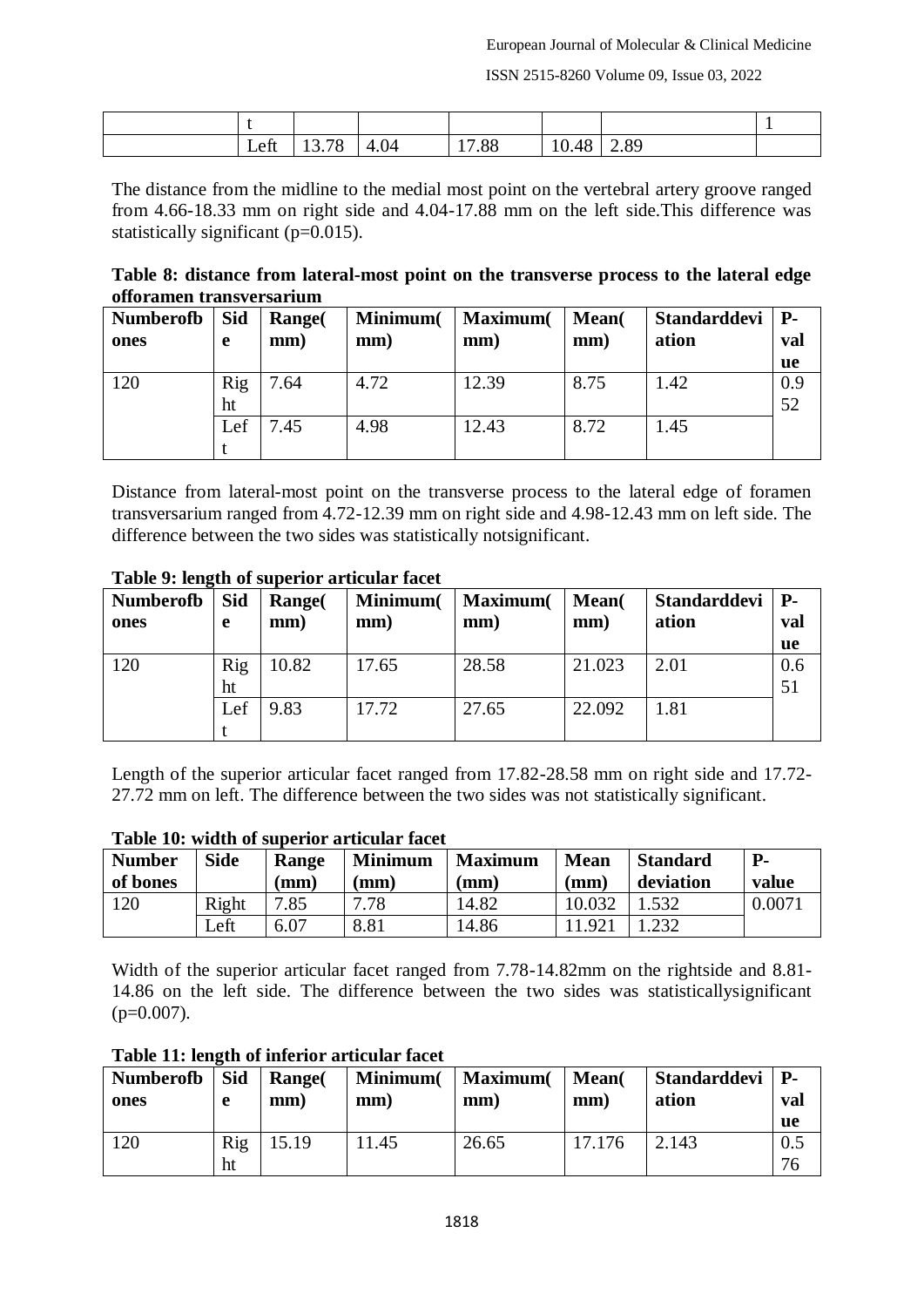| | t | | | | | | 1 |
|---|---|---|---|---|---|---|---|
| | Left | 13.78 | 4.04 | 17.88 | 10.48 | 2.89 | |

The distance from the midline to the medial most point on the vertebral artery groove ranged from 4.66-18.33 mm on right side and 4.04-17.88 mm on the left side.This difference was statistically significant (p=0.015).

**Table 8: distance from lateral-most point on the transverse process to the lateral edge offoramen transversarium**

| Numberofb ones | Side | Range( mm) | Minimum( mm) | Maximum( mm) | Mean( mm) | Standarddevi ation | P-value |
|---|---|---|---|---|---|---|---|
| 120 | Right | 7.64 | 4.72 | 12.39 | 8.75 | 1.42 | 0.952 |
| | Left | 7.45 | 4.98 | 12.43 | 8.72 | 1.45 | |

Distance from lateral-most point on the transverse process to the lateral edge of foramen transversarium ranged from 4.72-12.39 mm on right side and 4.98-12.43 mm on left side. The difference between the two sides was statistically notsignificant.

**Table 9: length of superior articular facet**

| Numberofb ones | Side | Range( mm) | Minimum( mm) | Maximum( mm) | Mean( mm) | Standarddevi ation | P-value |
|---|---|---|---|---|---|---|---|
| 120 | Right | 10.82 | 17.65 | 28.58 | 21.023 | 2.01 | 0.651 |
| | Left | 9.83 | 17.72 | 27.65 | 22.092 | 1.81 | |

Length of the superior articular facet ranged from 17.82-28.58 mm on right side and 17.72-27.72 mm on left. The difference between the two sides was not statistically significant.

**Table 10: width of superior articular facet**

| Number of bones | Side | Range (mm) | Minimum (mm) | Maximum (mm) | Mean (mm) | Standard deviation | P-value |
|---|---|---|---|---|---|---|---|
| 120 | Right | 7.85 | 7.78 | 14.82 | 10.032 | 1.532 | 0.0071 |
| | Left | 6.07 | 8.81 | 14.86 | 11.921 | 1.232 | |

Width of the superior articular facet ranged from 7.78-14.82mm on the rightside and 8.81-14.86 on the left side. The difference between the two sides was statisticallysignificant (p=0.007).

**Table 11: length of inferior articular facet**

| Numberofb ones | Side | Range( mm) | Minimum( mm) | Maximum( mm) | Mean( mm) | Standarddevi ation | P-value |
|---|---|---|---|---|---|---|---|
| 120 | Right | 15.19 | 11.45 | 26.65 | 17.176 | 2.143 | 0.576 |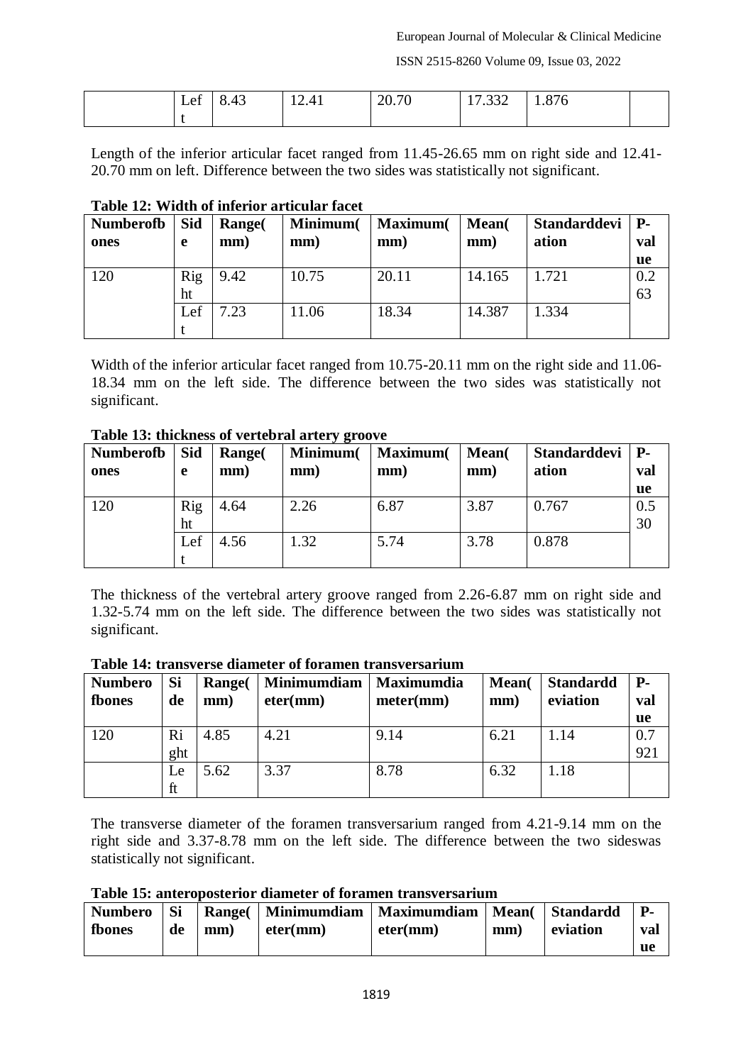| | Left | 8.43 | 12.41 | 20.70 | 17.332 | 1.876 | |
|---|---|---|---|---|---|---|---|

Length of the inferior articular facet ranged from 11.45-26.65 mm on right side and 12.41-20.70 mm on left. Difference between the two sides was statistically not significant.

**Table 12: Width of inferior articular facet**

| Numberofbones | Side | Range(mm) | Minimum(mm) | Maximum(mm) | Mean(mm) | Standarddeviation | P-value |
|---|---|---|---|---|---|---|---|
| 120 | Right | 9.42 | 10.75 | 20.11 | 14.165 | 1.721 | 0.263 |
| | Left | 7.23 | 11.06 | 18.34 | 14.387 | 1.334 | |

Width of the inferior articular facet ranged from 10.75-20.11 mm on the right side and 11.06-18.34 mm on the left side. The difference between the two sides was statistically not significant.

**Table 13: thickness of vertebral artery groove**

| Numberofbones | Side | Range(mm) | Minimum(mm) | Maximum(mm) | Mean(mm) | Standarddeviation | P-value |
|---|---|---|---|---|---|---|---|
| 120 | Right | 4.64 | 2.26 | 6.87 | 3.87 | 0.767 | 0.530 |
| | Left | 4.56 | 1.32 | 5.74 | 3.78 | 0.878 | |

The thickness of the vertebral artery groove ranged from 2.26-6.87 mm on right side and 1.32-5.74 mm on the left side. The difference between the two sides was statistically not significant.

**Table 14: transverse diameter of foramen transversarium**

| Numberofbones | Side | Range(mm) | Minimumdiameter(mm) | Maximumdiameter(mm) | Mean(mm) | Standarddeviation | P-value |
|---|---|---|---|---|---|---|---|
| 120 | Right | 4.85 | 4.21 | 9.14 | 6.21 | 1.14 | 0.7921 |
| | Left | 5.62 | 3.37 | 8.78 | 6.32 | 1.18 | |

The transverse diameter of the foramen transversarium ranged from 4.21-9.14 mm on the right side and 3.37-8.78 mm on the left side. The difference between the two sideswas statistically not significant.

**Table 15: anteroposterior diameter of foramen transversarium**

| Numberofbones | Side | Range(mm) | Minimumdiameter(mm) | Maximumdiameter(mm) | Mean(mm) | Standarddeviation | P-value |
|---|---|---|---|---|---|---|---|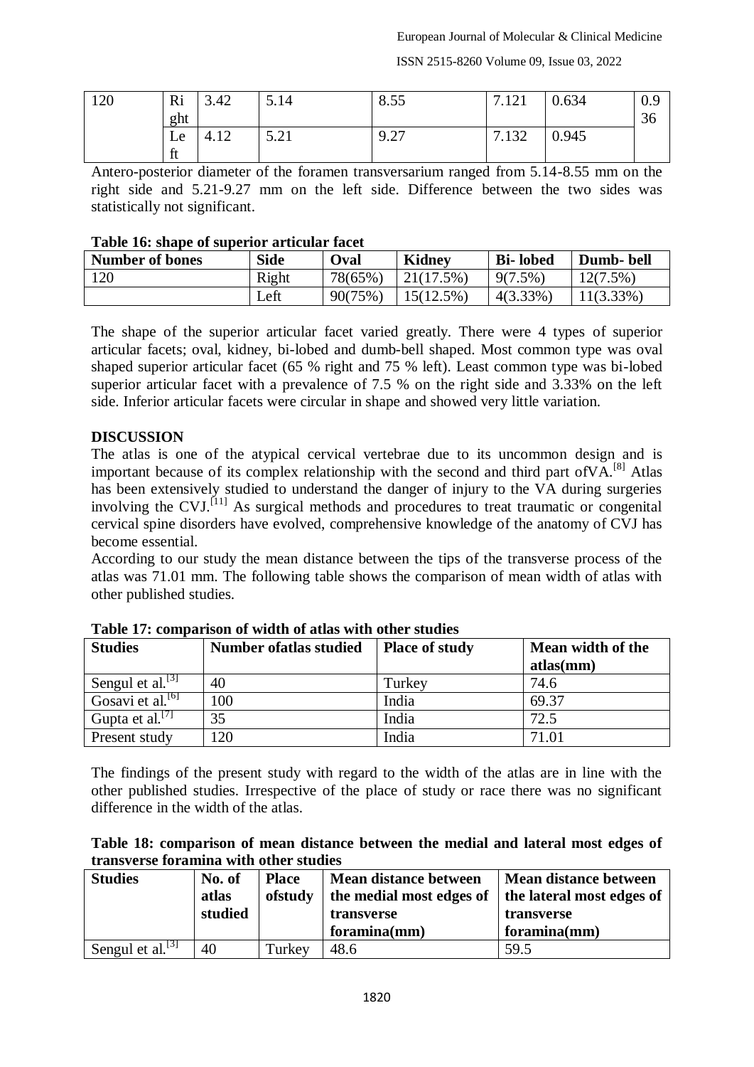| 120 | Right | 3.42 | 5.14 | 8.55 | 7.121 | 0.634 | 0.936 |
|---|---|---|---|---|---|---|---|
| | Left | 4.12 | 5.21 | 9.27 | 7.132 | 0.945 | |

Antero-posterior diameter of the foramen transversarium ranged from 5.14-8.55 mm on the right side and 5.21-9.27 mm on the left side. Difference between the two sides was statistically not significant.

**Table 16: shape of superior articular facet**

| Number of bones | Side | Oval | Kidney | Bi- lobed | Dumb- bell |
|---|---|---|---|---|---|
| 120 | Right | 78(65%) | 21(17.5%) | 9(7.5%) | 12(7.5%) |
| | Left | 90(75%) | 15(12.5%) | 4(3.33%) | 11(3.33%) |

The shape of the superior articular facet varied greatly. There were 4 types of superior articular facets; oval, kidney, bi-lobed and dumb-bell shaped. Most common type was oval shaped superior articular facet (65 % right and 75 % left). Least common type was bi-lobed superior articular facet with a prevalence of 7.5 % on the right side and 3.33% on the left side. Inferior articular facets were circular in shape and showed very little variation.

**DISCUSSION**

The atlas is one of the atypical cervical vertebrae due to its uncommon design and is important because of its complex relationship with the second and third part ofVA.[8] Atlas has been extensively studied to understand the danger of injury to the VA during surgeries involving the CVJ.[11] As surgical methods and procedures to treat traumatic or congenital cervical spine disorders have evolved, comprehensive knowledge of the anatomy of CVJ has become essential.

According to our study the mean distance between the tips of the transverse process of the atlas was 71.01 mm. The following table shows the comparison of mean width of atlas with other published studies.

**Table 17: comparison of width of atlas with other studies**

| Studies | Number ofatlas studied | Place of study | Mean width of the atlas(mm) |
|---|---|---|---|
| Sengul et al.[3] | 40 | Turkey | 74.6 |
| Gosavi et al.[6] | 100 | India | 69.37 |
| Gupta et al.[7] | 35 | India | 72.5 |
| Present study | 120 | India | 71.01 |

The findings of the present study with regard to the width of the atlas are in line with the other published studies. Irrespective of the place of study or race there was no significant difference in the width of the atlas.

**Table 18: comparison of mean distance between the medial and lateral most edges of transverse foramina with other studies**

| Studies | No. of atlas studied | Place ofstudy | Mean distance between the medial most edges of transverse foramina(mm) | Mean distance between the lateral most edges of transverse foramina(mm) |
|---|---|---|---|---|
| Sengul et al.[3] | 40 | Turkey | 48.6 | 59.5 |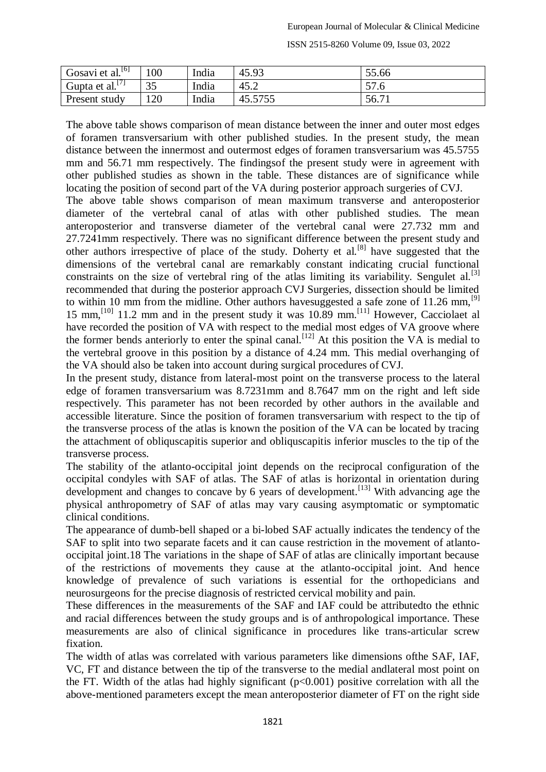| Gosavi et al.[6] | 100 | India | 45.93 | 55.66 |
|---|---|---|---|---|
| Gupta et al.[7] | 35 | India | 45.2 | 57.6 |
| Present study | 120 | India | 45.5755 | 56.71 |

The above table shows comparison of mean distance between the inner and outer most edges of foramen transversarium with other published studies. In the present study, the mean distance between the innermost and outermost edges of foramen transversarium was 45.5755 mm and 56.71 mm respectively. The findingsof the present study were in agreement with other published studies as shown in the table. These distances are of significance while locating the position of second part of the VA during posterior approach surgeries of CVJ.

The above table shows comparison of mean maximum transverse and anteroposterior diameter of the vertebral canal of atlas with other published studies. The mean anteroposterior and transverse diameter of the vertebral canal were 27.732 mm and 27.7241mm respectively. There was no significant difference between the present study and other authors irrespective of place of the study. Doherty et al.[8] have suggested that the dimensions of the vertebral canal are remarkably constant indicating crucial functional constraints on the size of vertebral ring of the atlas limiting its variability. Sengulet al.[3] recommended that during the posterior approach CVJ Surgeries, dissection should be limited to within 10 mm from the midline. Other authors havesuggested a safe zone of 11.26 mm,[9] 15 mm,[10] 11.2 mm and in the present study it was 10.89 mm.[11] However, Cacciolaet al have recorded the position of VA with respect to the medial most edges of VA groove where the former bends anteriorly to enter the spinal canal.[12] At this position the VA is medial to the vertebral groove in this position by a distance of 4.24 mm. This medial overhanging of the VA should also be taken into account during surgical procedures of CVJ.

In the present study, distance from lateral-most point on the transverse process to the lateral edge of foramen transversarium was 8.7231mm and 8.7647 mm on the right and left side respectively. This parameter has not been recorded by other authors in the available and accessible literature. Since the position of foramen transversarium with respect to the tip of the transverse process of the atlas is known the position of the VA can be located by tracing the attachment of obliquscapitis superior and obliquscapitis inferior muscles to the tip of the transverse process.

The stability of the atlanto-occipital joint depends on the reciprocal configuration of the occipital condyles with SAF of atlas. The SAF of atlas is horizontal in orientation during development and changes to concave by 6 years of development.[13] With advancing age the physical anthropometry of SAF of atlas may vary causing asymptomatic or symptomatic clinical conditions.

The appearance of dumb-bell shaped or a bi-lobed SAF actually indicates the tendency of the SAF to split into two separate facets and it can cause restriction in the movement of atlanto-occipital joint.18 The variations in the shape of SAF of atlas are clinically important because of the restrictions of movements they cause at the atlanto-occipital joint. And hence knowledge of prevalence of such variations is essential for the orthopedicians and neurosurgeons for the precise diagnosis of restricted cervical mobility and pain.

These differences in the measurements of the SAF and IAF could be attributedto the ethnic and racial differences between the study groups and is of anthropological importance. These measurements are also of clinical significance in procedures like trans-articular screw fixation.

The width of atlas was correlated with various parameters like dimensions ofthe SAF, IAF, VC, FT and distance between the tip of the transverse to the medial andlateral most point on the FT. Width of the atlas had highly significant ($p<0.001$) positive correlation with all the above-mentioned parameters except the mean anteroposterior diameter of FT on the right side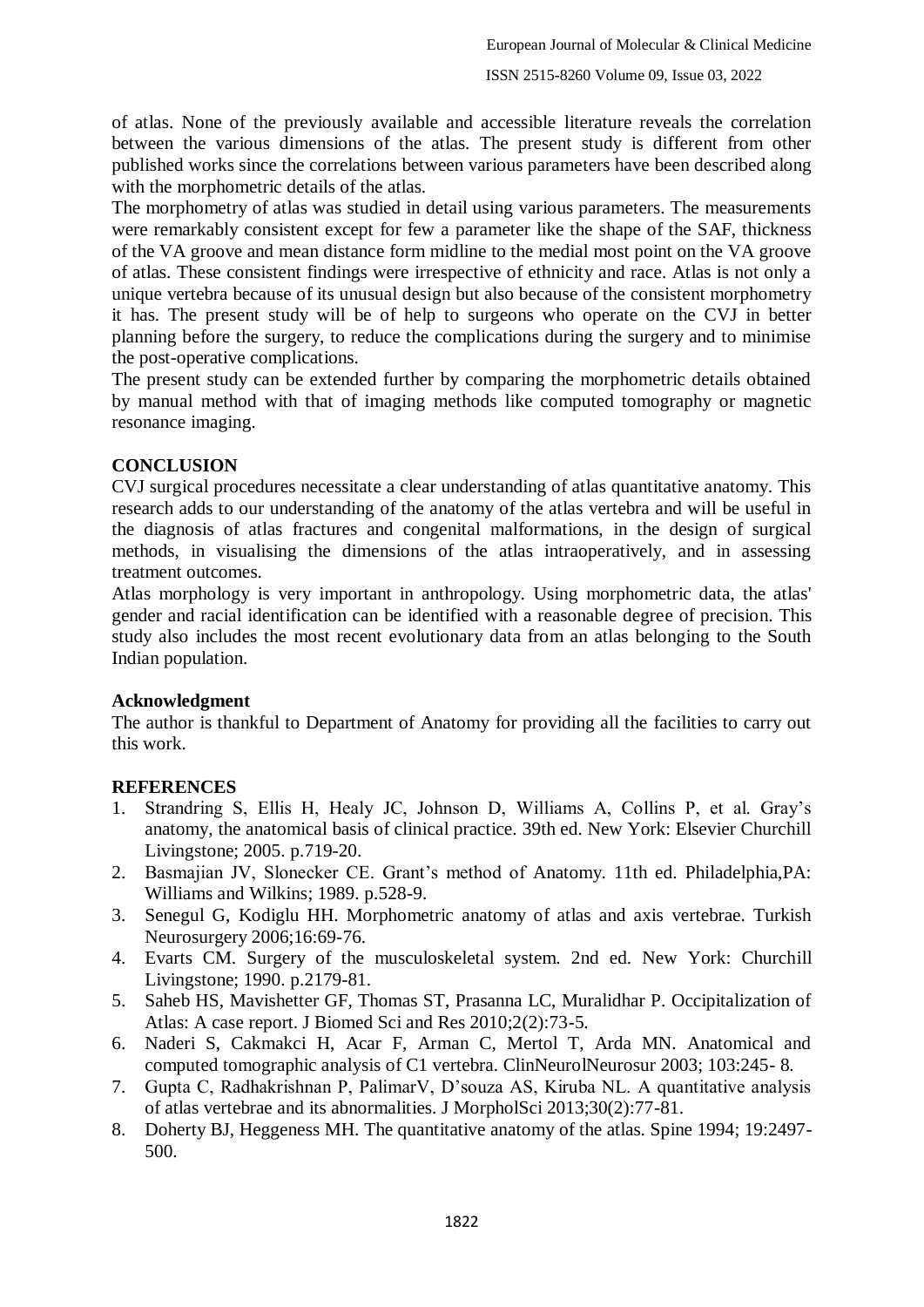of atlas. None of the previously available and accessible literature reveals the correlation between the various dimensions of the atlas. The present study is different from other published works since the correlations between various parameters have been described along with the morphometric details of the atlas.

The morphometry of atlas was studied in detail using various parameters. The measurements were remarkably consistent except for few a parameter like the shape of the SAF, thickness of the VA groove and mean distance form midline to the medial most point on the VA groove of atlas. These consistent findings were irrespective of ethnicity and race. Atlas is not only a unique vertebra because of its unusual design but also because of the consistent morphometry it has. The present study will be of help to surgeons who operate on the CVJ in better planning before the surgery, to reduce the complications during the surgery and to minimise the post-operative complications.

The present study can be extended further by comparing the morphometric details obtained by manual method with that of imaging methods like computed tomography or magnetic resonance imaging.

## CONCLUSION

CVJ surgical procedures necessitate a clear understanding of atlas quantitative anatomy. This research adds to our understanding of the anatomy of the atlas vertebra and will be useful in the diagnosis of atlas fractures and congenital malformations, in the design of surgical methods, in visualising the dimensions of the atlas intraoperatively, and in assessing treatment outcomes.

Atlas morphology is very important in anthropology. Using morphometric data, the atlas' gender and racial identification can be identified with a reasonable degree of precision. This study also includes the most recent evolutionary data from an atlas belonging to the South Indian population.

### Acknowledgment

The author is thankful to Department of Anatomy for providing all the facilities to carry out this work.

## REFERENCES

1. Strandring S, Ellis H, Healy JC, Johnson D, Williams A, Collins P, et al. Gray's anatomy, the anatomical basis of clinical practice. 39th ed. New York: Elsevier Churchill Livingstone; 2005. p.719-20.
2. Basmajian JV, Slonecker CE. Grant's method of Anatomy. 11th ed. Philadelphia,PA: Williams and Wilkins; 1989. p.528-9.
3. Senegul G, Kodiglu HH. Morphometric anatomy of atlas and axis vertebrae. Turkish Neurosurgery 2006;16:69-76.
4. Evarts CM. Surgery of the musculoskeletal system. 2nd ed. New York: Churchill Livingstone; 1990. p.2179-81.
5. Saheb HS, Mavishetter GF, Thomas ST, Prasanna LC, Muralidhar P. Occipitalization of Atlas: A case report. J Biomed Sci and Res 2010;2(2):73-5.
6. Naderi S, Cakmakci H, Acar F, Arman C, Mertol T, Arda MN. Anatomical and computed tomographic analysis of C1 vertebra. ClinNeurolNeurosur 2003; 103:245- 8.
7. Gupta C, Radhakrishnan P, PalimarV, D'souza AS, Kiruba NL. A quantitative analysis of atlas vertebrae and its abnormalities. J MorpholSci 2013;30(2):77-81.
8. Doherty BJ, Heggeness MH. The quantitative anatomy of the atlas. Spine 1994; 19:2497-500.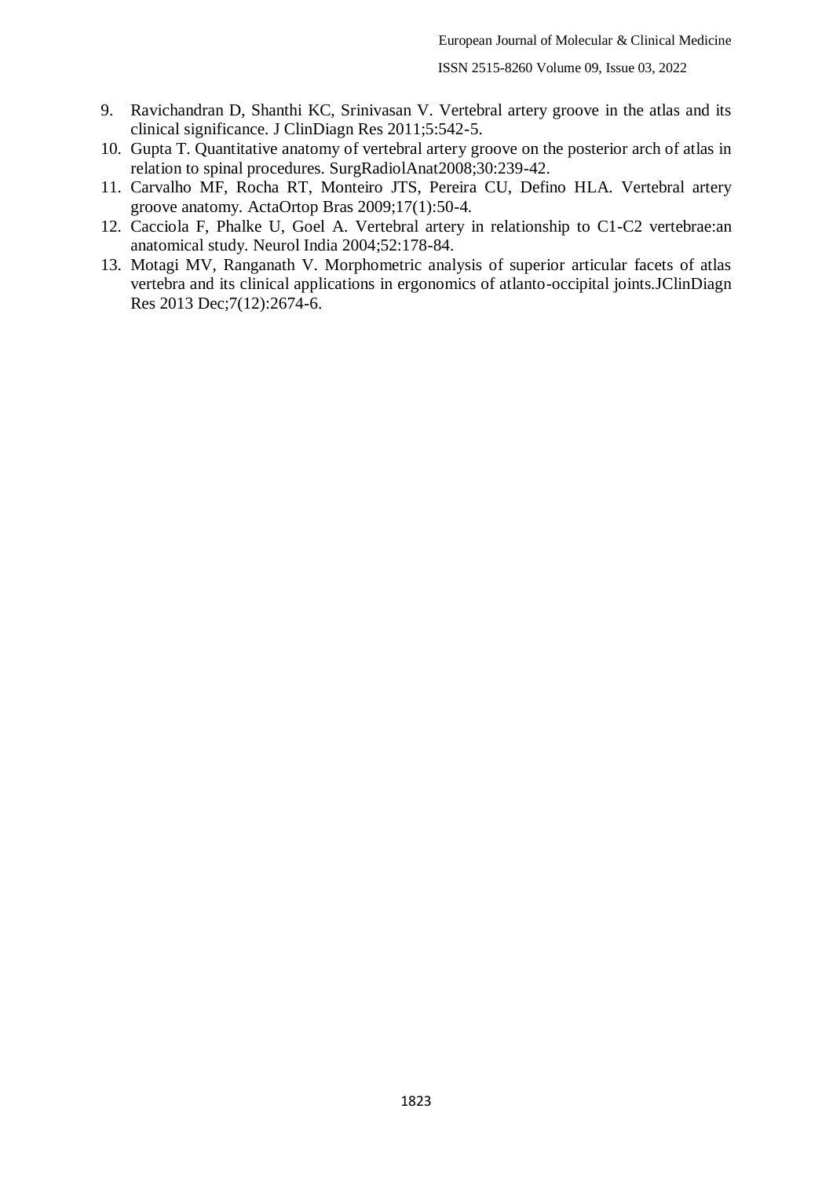9. Ravichandran D, Shanthi KC, Srinivasan V. Vertebral artery groove in the atlas and its clinical significance. J ClinDiagn Res 2011;5:542-5.
10. Gupta T. Quantitative anatomy of vertebral artery groove on the posterior arch of atlas in relation to spinal procedures. SurgRadiolAnat2008;30:239-42.
11. Carvalho MF, Rocha RT, Monteiro JTS, Pereira CU, Defino HLA. Vertebral artery groove anatomy. ActaOrtop Bras 2009;17(1):50-4.
12. Cacciola F, Phalke U, Goel A. Vertebral artery in relationship to C1-C2 vertebrae:an anatomical study. Neurol India 2004;52:178-84.
13. Motagi MV, Ranganath V. Morphometric analysis of superior articular facets of atlas vertebra and its clinical applications in ergonomics of atlanto-occipital joints.JClinDiagn Res 2013 Dec;7(12):2674-6.